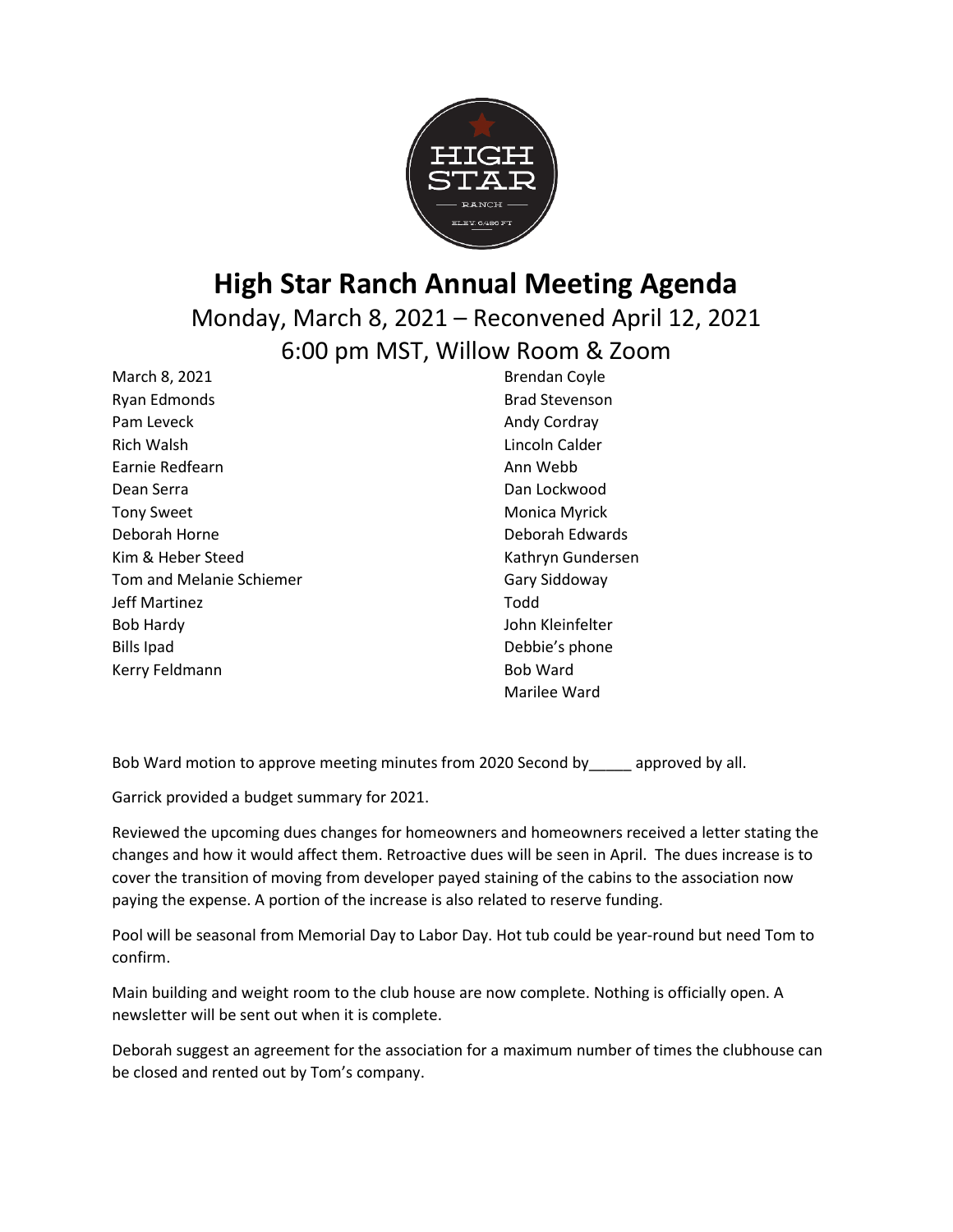# High Star Ranch Annual Meeting Agenda

Monday, March 8, 2021 – Reconvened April 12, 2021

6:00 pm MST, Willow Room & Zoom

March 8, 2021
Ryan Edmonds
Pam Leveck
Rich Walsh
Earnie Redfearn
Dean Serra
Tony Sweet
Deborah Horne
Kim & Heber Steed
Tom and Melanie Schiemer
Jeff Martinez
Bob Hardy
Bills Ipad
Kerry Feldmann
Brendan Coyle
Brad Stevenson
Andy Cordray
Lincoln Calder
Ann Webb
Dan Lockwood
Monica Myrick
Deborah Edwards
Kathryn Gundersen
Gary Siddoway
Todd
John Kleinfelter
Debbie's phone
Bob Ward
Marilee Ward

Bob Ward motion to approve meeting minutes from 2020 Second by_____ approved by all.

Garrick provided a budget summary for 2021.

Reviewed the upcoming dues changes for homeowners and homeowners received a letter stating the changes and how it would affect them. Retroactive dues will be seen in April. The dues increase is to cover the transition of moving from developer payed staining of the cabins to the association now paying the expense. A portion of the increase is also related to reserve funding.

Pool will be seasonal from Memorial Day to Labor Day. Hot tub could be year-round but need Tom to confirm.

Main building and weight room to the club house are now complete. Nothing is officially open. A newsletter will be sent out when it is complete.

Deborah suggest an agreement for the association for a maximum number of times the clubhouse can be closed and rented out by Tom's company.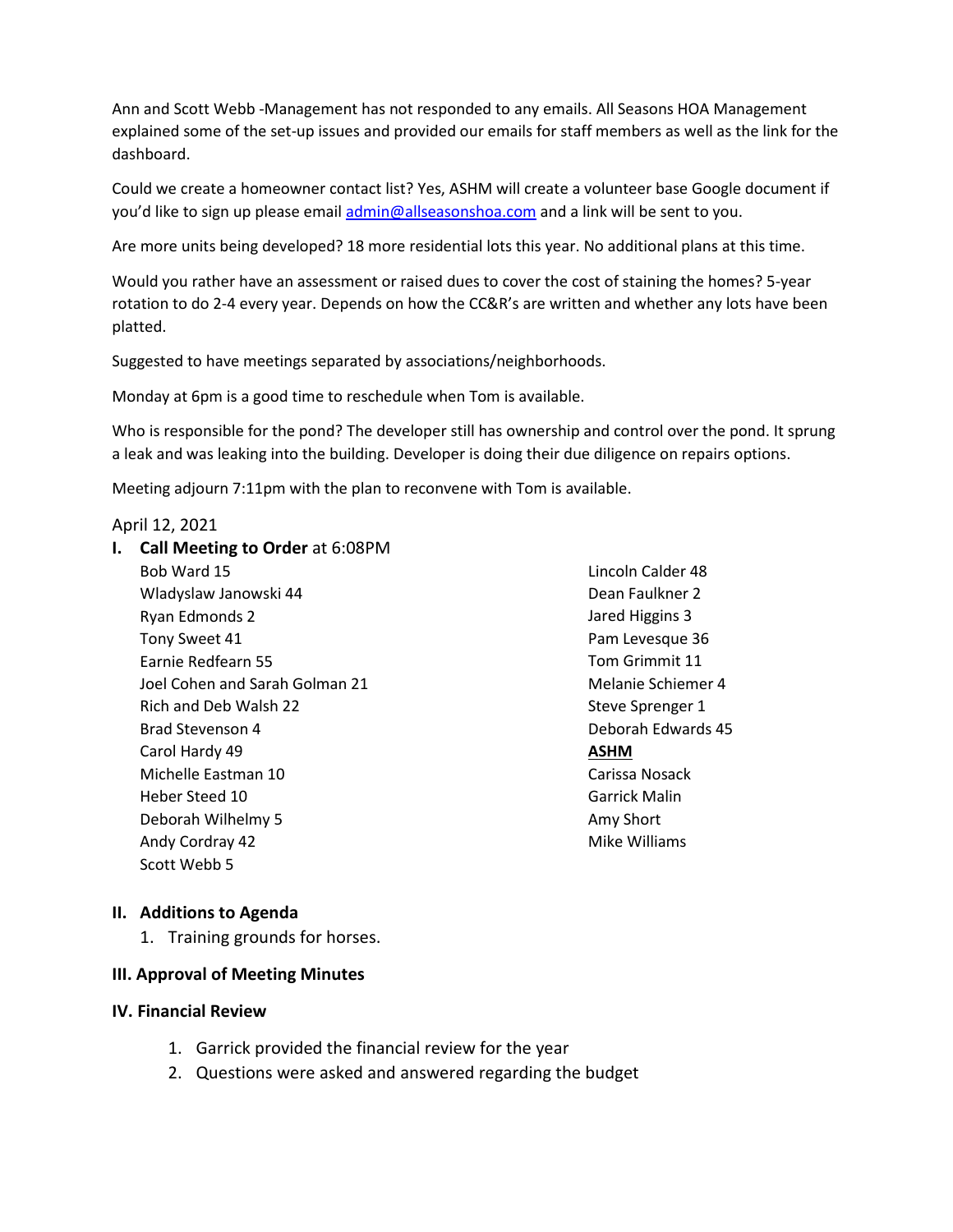Ann and Scott Webb -Management has not responded to any emails. All Seasons HOA Management explained some of the set-up issues and provided our emails for staff members as well as the link for the dashboard.

Could we create a homeowner contact list? Yes, ASHM will create a volunteer base Google document if you'd like to sign up please email admin@allseasonshoa.com and a link will be sent to you.

Are more units being developed? 18 more residential lots this year. No additional plans at this time.

Would you rather have an assessment or raised dues to cover the cost of staining the homes? 5-year rotation to do 2-4 every year. Depends on how the CC&R's are written and whether any lots have been platted.

Suggested to have meetings separated by associations/neighborhoods.

Monday at 6pm is a good time to reschedule when Tom is available.

Who is responsible for the pond? The developer still has ownership and control over the pond. It sprung a leak and was leaking into the building. Developer is doing their due diligence on repairs options.

Meeting adjourn 7:11pm with the plan to reconvene with Tom is available.

April 12, 2021

## I. **Call Meeting to Order** at 6:08PM

Bob Ward 15
Wladyslaw Janowski 44
Ryan Edmonds 2
Tony Sweet 41
Earnie Redfearn 55
Joel Cohen and Sarah Golman 21
Rich and Deb Walsh 22
Brad Stevenson 4
Carol Hardy 49
Michelle Eastman 10
Heber Steed 10
Deborah Wilhelmy 5
Andy Cordray 42
Scott Webb 5
Lincoln Calder 48
Dean Faulkner 2
Jared Higgins 3
Pam Levesque 36
Tom Grimmit 11
Melanie Schiemer 4
Steve Sprenger 1
Deborah Edwards 45

**ASHM**

Carissa Nosack
Garrick Malin
Amy Short
Mike Williams

## II. Additions to Agenda

1. Training grounds for horses.

## III. Approval of Meeting Minutes

## IV. Financial Review

1. Garrick provided the financial review for the year
2. Questions were asked and answered regarding the budget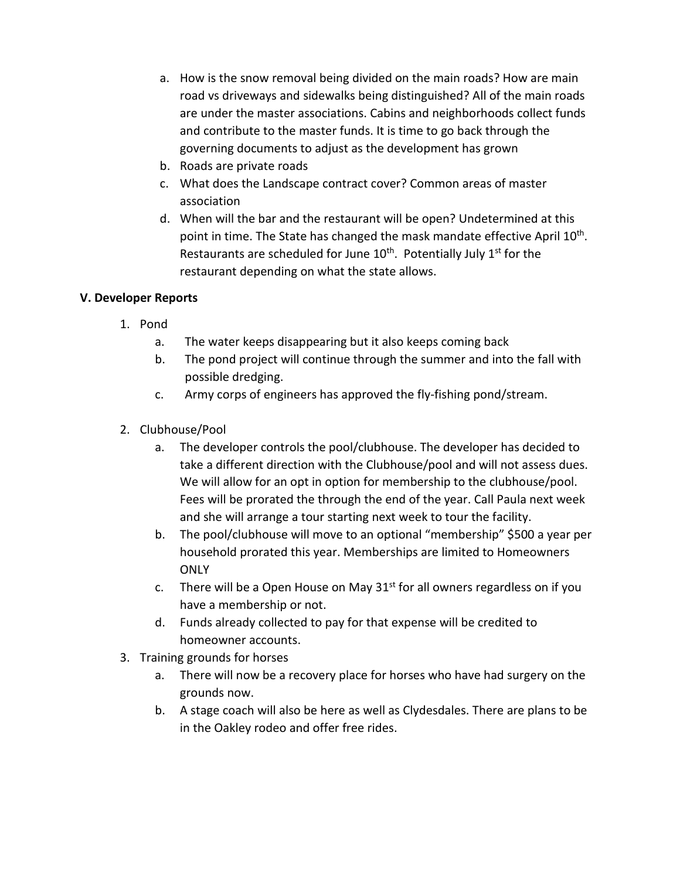a. How is the snow removal being divided on the main roads? How are main road vs driveways and sidewalks being distinguished? All of the main roads are under the master associations. Cabins and neighborhoods collect funds and contribute to the master funds. It is time to go back through the governing documents to adjust as the development has grown
b. Roads are private roads
c. What does the Landscape contract cover? Common areas of master association
d. When will the bar and the restaurant will be open? Undetermined at this point in time. The State has changed the mask mandate effective April 10th. Restaurants are scheduled for June 10th. Potentially July 1st for the restaurant depending on what the state allows.

**V. Developer Reports**

1. Pond
   a. The water keeps disappearing but it also keeps coming back
   b. The pond project will continue through the summer and into the fall with possible dredging.
   c. Army corps of engineers has approved the fly-fishing pond/stream.

2. Clubhouse/Pool
   a. The developer controls the pool/clubhouse. The developer has decided to take a different direction with the Clubhouse/pool and will not assess dues. We will allow for an opt in option for membership to the clubhouse/pool. Fees will be prorated the through the end of the year. Call Paula next week and she will arrange a tour starting next week to tour the facility.
   b. The pool/clubhouse will move to an optional "membership" $500 a year per household prorated this year. Memberships are limited to Homeowners ONLY
   c. There will be a Open House on May 31st for all owners regardless on if you have a membership or not.
   d. Funds already collected to pay for that expense will be credited to homeowner accounts.
3. Training grounds for horses
   a. There will now be a recovery place for horses who have had surgery on the grounds now.
   b. A stage coach will also be here as well as Clydesdales. There are plans to be in the Oakley rodeo and offer free rides.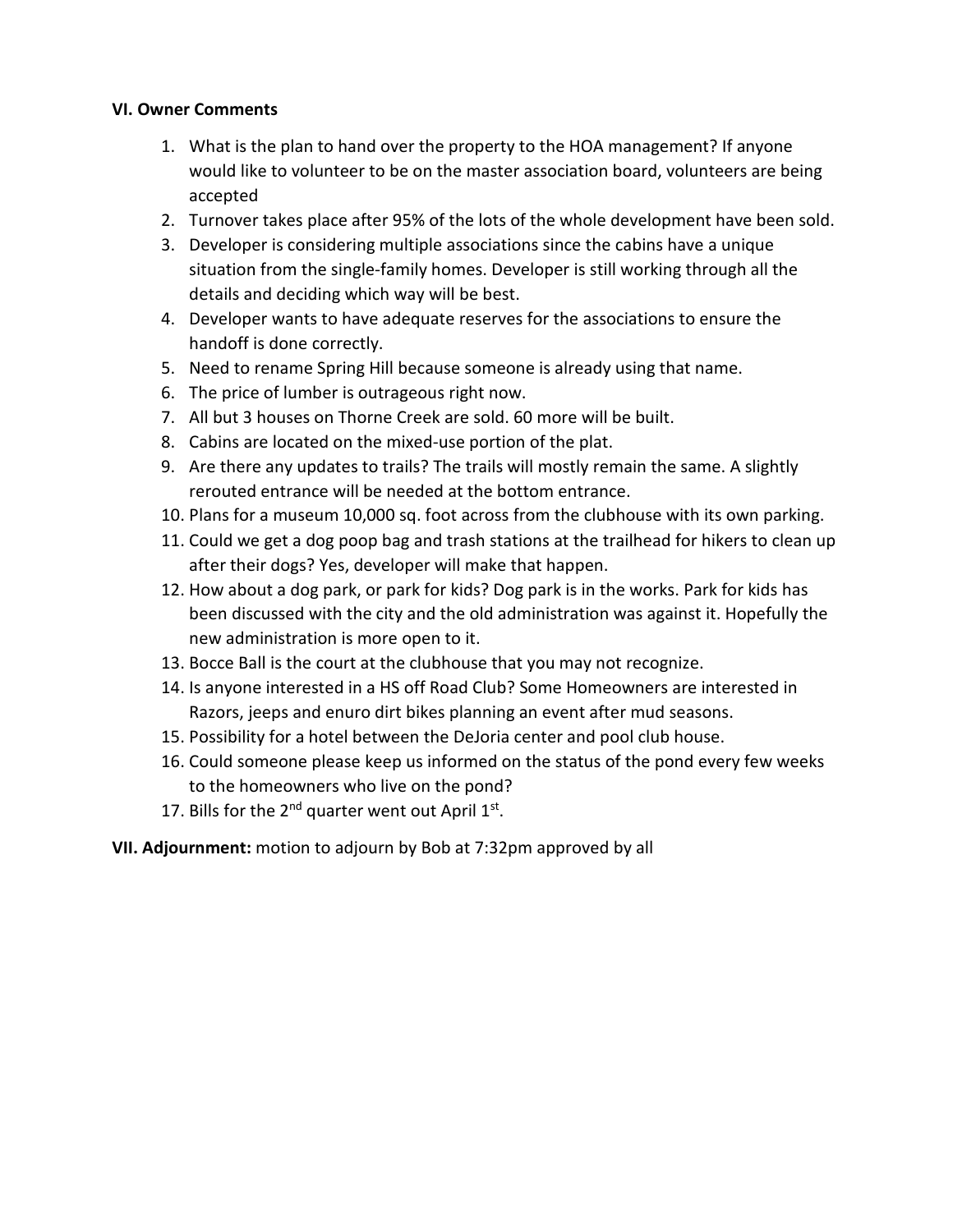**VI. Owner Comments**

1. What is the plan to hand over the property to the HOA management? If anyone would like to volunteer to be on the master association board, volunteers are being accepted
2. Turnover takes place after 95% of the lots of the whole development have been sold.
3. Developer is considering multiple associations since the cabins have a unique situation from the single-family homes. Developer is still working through all the details and deciding which way will be best.
4. Developer wants to have adequate reserves for the associations to ensure the handoff is done correctly.
5. Need to rename Spring Hill because someone is already using that name.
6. The price of lumber is outrageous right now.
7. All but 3 houses on Thorne Creek are sold. 60 more will be built.
8. Cabins are located on the mixed-use portion of the plat.
9. Are there any updates to trails? The trails will mostly remain the same. A slightly rerouted entrance will be needed at the bottom entrance.
10. Plans for a museum 10,000 sq. foot across from the clubhouse with its own parking.
11. Could we get a dog poop bag and trash stations at the trailhead for hikers to clean up after their dogs? Yes, developer will make that happen.
12. How about a dog park, or park for kids? Dog park is in the works. Park for kids has been discussed with the city and the old administration was against it. Hopefully the new administration is more open to it.
13. Bocce Ball is the court at the clubhouse that you may not recognize.
14. Is anyone interested in a HS off Road Club? Some Homeowners are interested in Razors, jeeps and enuro dirt bikes planning an event after mud seasons.
15. Possibility for a hotel between the DeJoria center and pool club house.
16. Could someone please keep us informed on the status of the pond every few weeks to the homeowners who live on the pond?
17. Bills for the 2nd quarter went out April 1st.

**VII. Adjournment:** motion to adjourn by Bob at 7:32pm approved by all